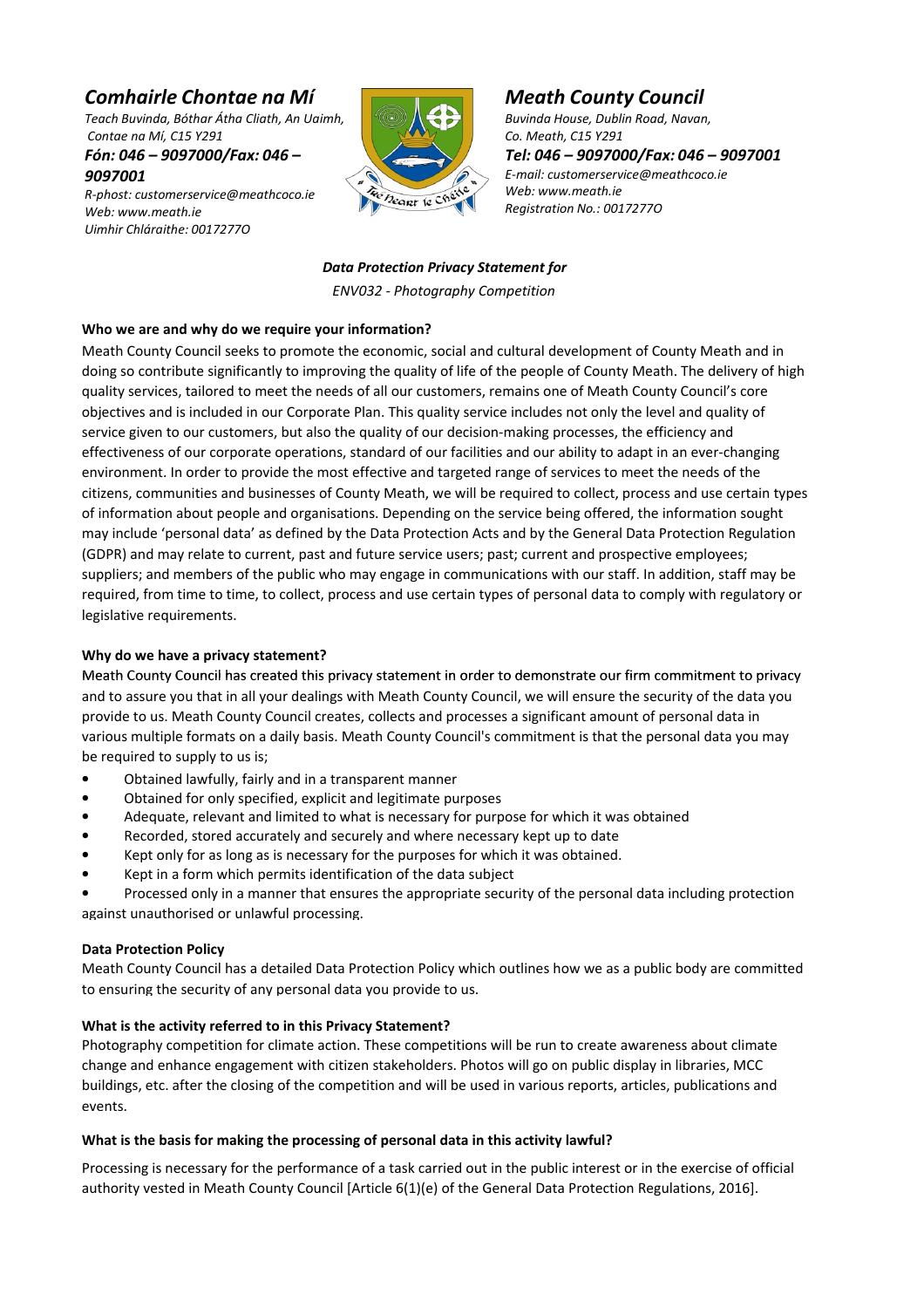*Comhairle Chontae na Mí*
*Teach Buvinda, Bóthar Átha Cliath, An Uaimh, Contae na Mí, C15 Y291*
***Fón: 046 – 9097000/Fax: 046 – 9097001***
*R-phost: customerservice@meathcoco.ie*
*Web: www.meath.ie*
*Uimhir Chláraithe: 00172770*

*Meath County Council*
*Buvinda House, Dublin Road, Navan, Co. Meath, C15 Y291*
***Tel: 046 – 9097000/Fax: 046 – 9097001***
*E-mail: customerservice@meathcoco.ie*
*Web: www.meath.ie*
*Registration No.: 00172770*

***Data Protection Privacy Statement for***

*ENV032 - Photography Competition*

**Who we are and why do we require your information?**

Meath County Council seeks to promote the economic, social and cultural development of County Meath and in doing so contribute significantly to improving the quality of life of the people of County Meath. The delivery of high quality services, tailored to meet the needs of all our customers, remains one of Meath County Council's core objectives and is included in our Corporate Plan. This quality service includes not only the level and quality of service given to our customers, but also the quality of our decision-making processes, the efficiency and effectiveness of our corporate operations, standard of our facilities and our ability to adapt in an ever-changing environment. In order to provide the most effective and targeted range of services to meet the needs of the citizens, communities and businesses of County Meath, we will be required to collect, process and use certain types of information about people and organisations. Depending on the service being offered, the information sought may include 'personal data' as defined by the Data Protection Acts and by the General Data Protection Regulation (GDPR) and may relate to current, past and future service users; past; current and prospective employees; suppliers; and members of the public who may engage in communications with our staff. In addition, staff may be required, from time to time, to collect, process and use certain types of personal data to comply with regulatory or legislative requirements.

**Why do we have a privacy statement?**

Meath County Council has created this privacy statement in order to demonstrate our firm commitment to privacy and to assure you that in all your dealings with Meath County Council, we will ensure the security of the data you provide to us. Meath County Council creates, collects and processes a significant amount of personal data in various multiple formats on a daily basis. Meath County Council's commitment is that the personal data you may be required to supply to us is;

- Obtained lawfully, fairly and in a transparent manner
- Obtained for only specified, explicit and legitimate purposes
- Adequate, relevant and limited to what is necessary for purpose for which it was obtained
- Recorded, stored accurately and securely and where necessary kept up to date
- Kept only for as long as is necessary for the purposes for which it was obtained.
- Kept in a form which permits identification of the data subject
- Processed only in a manner that ensures the appropriate security of the personal data including protection against unauthorised or unlawful processing.

**Data Protection Policy**

Meath County Council has a detailed Data Protection Policy which outlines how we as a public body are committed to ensuring the security of any personal data you provide to us.

**What is the activity referred to in this Privacy Statement?**

Photography competition for climate action. These competitions will be run to create awareness about climate change and enhance engagement with citizen stakeholders. Photos will go on public display in libraries, MCC buildings, etc. after the closing of the competition and will be used in various reports, articles, publications and events.

**What is the basis for making the processing of personal data in this activity lawful?**

Processing is necessary for the performance of a task carried out in the public interest or in the exercise of official authority vested in Meath County Council [Article 6(1)(e) of the General Data Protection Regulations, 2016].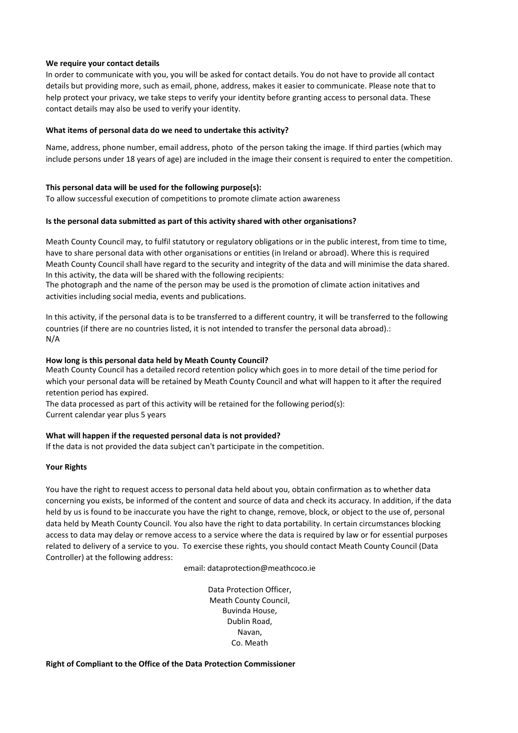**We require your contact details**

In order to communicate with you, you will be asked for contact details. You do not have to provide all contact details but providing more, such as email, phone, address, makes it easier to communicate. Please note that to help protect your privacy, we take steps to verify your identity before granting access to personal data. These contact details may also be used to verify your identity.

**What items of personal data do we need to undertake this activity?**

Name, address, phone number, email address, photo of the person taking the image. If third parties (which may include persons under 18 years of age) are included in the image their consent is required to enter the competition.

**This personal data will be used for the following purpose(s):**

To allow successful execution of competitions to promote climate action awareness

**Is the personal data submitted as part of this activity shared with other organisations?**

Meath County Council may, to fulfil statutory or regulatory obligations or in the public interest, from time to time, have to share personal data with other organisations or entities (in Ireland or abroad). Where this is required Meath County Council shall have regard to the security and integrity of the data and will minimise the data shared. In this activity, the data will be shared with the following recipients:
The photograph and the name of the person may be used is the promotion of climate action initatives and activities including social media, events and publications.

In this activity, if the personal data is to be transferred to a different country, it will be transferred to the following countries (if there are no countries listed, it is not intended to transfer the personal data abroad).:
N/A

**How long is this personal data held by Meath County Council?**

Meath County Council has a detailed record retention policy which goes in to more detail of the time period for which your personal data will be retained by Meath County Council and what will happen to it after the required retention period has expired.
The data processed as part of this activity will be retained for the following period(s):
Current calendar year plus 5 years

**What will happen if the requested personal data is not provided?**

If the data is not provided the data subject can't participate in the competition.

**Your Rights**

You have the right to request access to personal data held about you, obtain confirmation as to whether data concerning you exists, be informed of the content and source of data and check its accuracy. In addition, if the data held by us is found to be inaccurate you have the right to change, remove, block, or object to the use of, personal data held by Meath County Council. You also have the right to data portability. In certain circumstances blocking access to data may delay or remove access to a service where the data is required by law or for essential purposes related to delivery of a service to you. To exercise these rights, you should contact Meath County Council (Data Controller) at the following address:

email: dataprotection@meathcoco.ie

Data Protection Officer,
Meath County Council,
Buvinda House,
Dublin Road,
Navan,
Co. Meath

**Right of Compliant to the Office of the Data Protection Commissioner**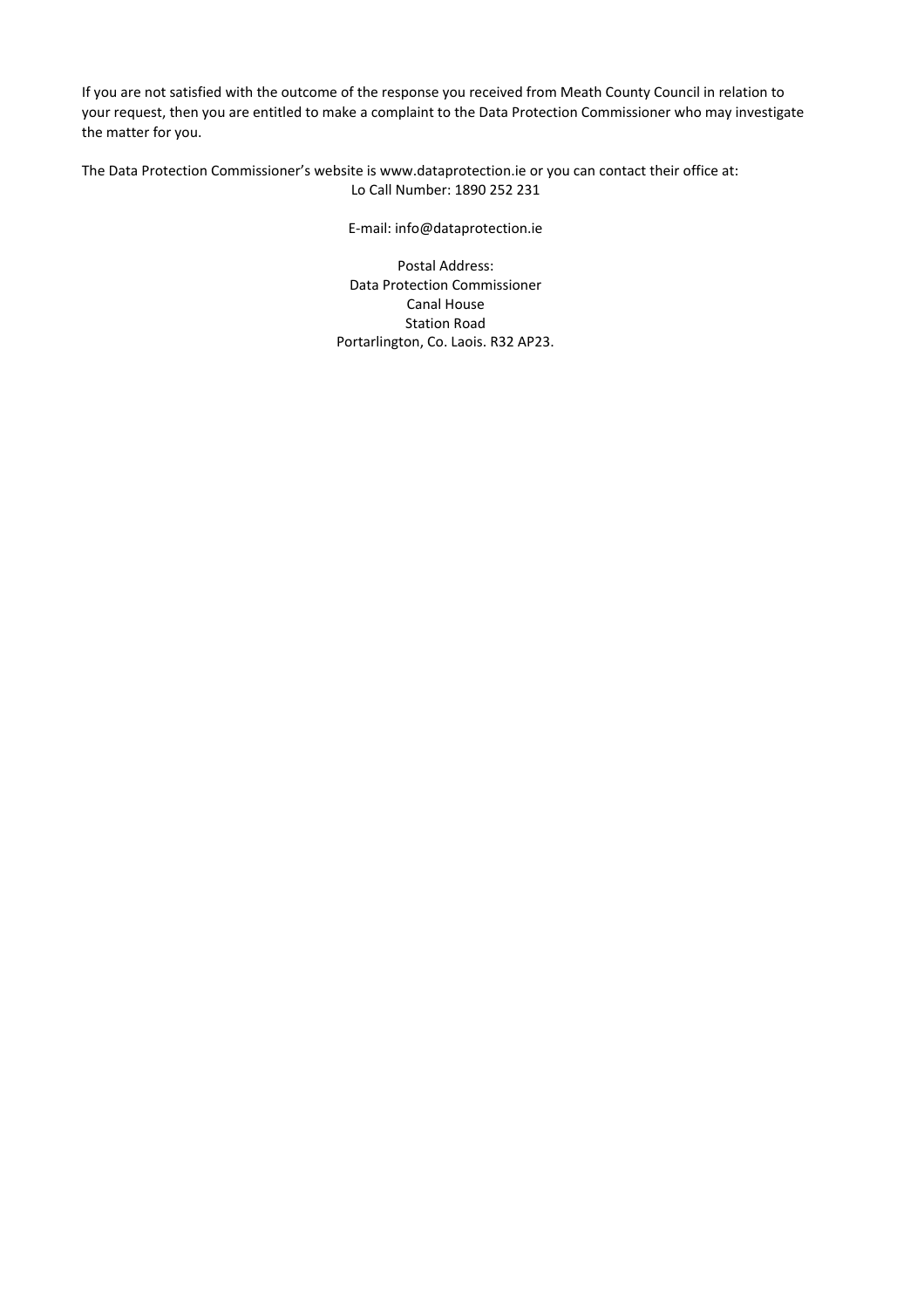If you are not satisfied with the outcome of the response you received from Meath County Council in relation to your request, then you are entitled to make a complaint to the Data Protection Commissioner who may investigate the matter for you.

The Data Protection Commissioner's website is www.dataprotection.ie or you can contact their office at:

Lo Call Number: 1890 252 231

E-mail: info@dataprotection.ie

Postal Address:
Data Protection Commissioner
Canal House
Station Road
Portarlington, Co. Laois. R32 AP23.